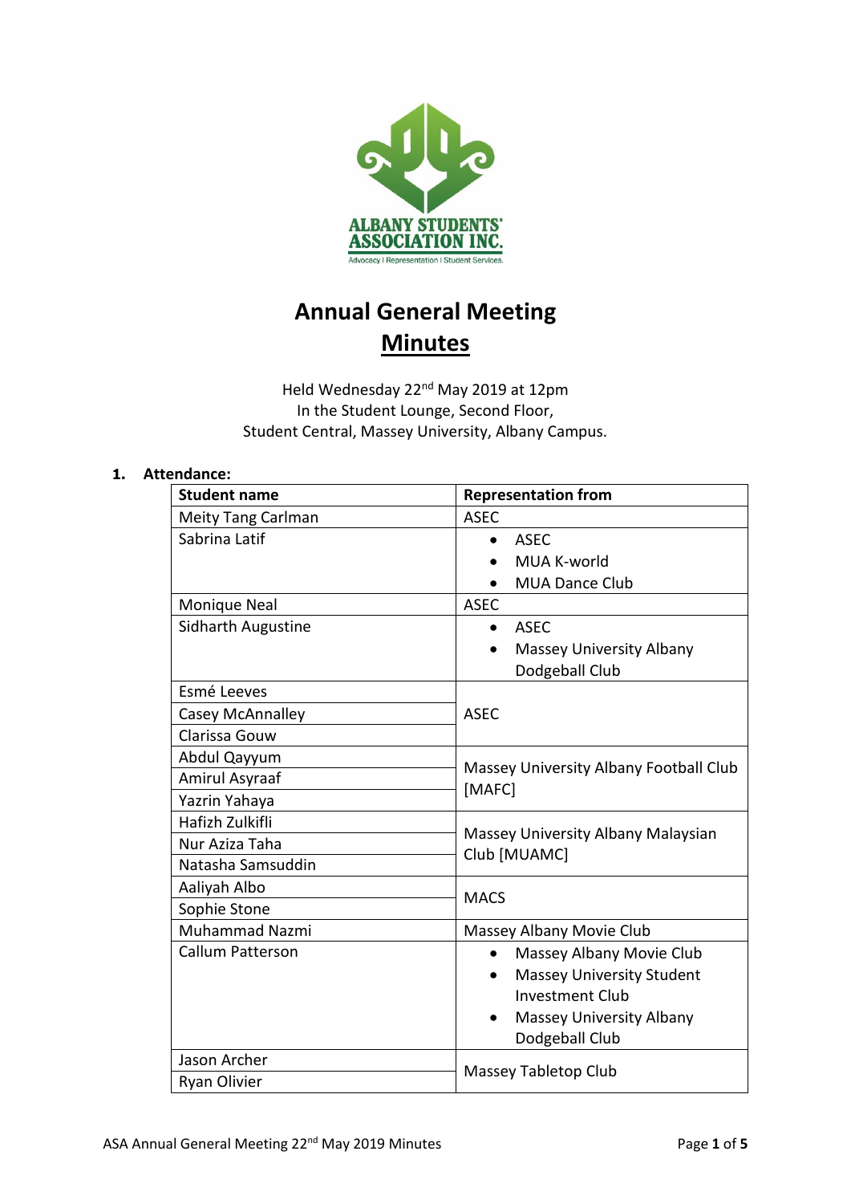# Annual General Meeting

# Minutes

Held Wednesday 22nd May 2019 at 12pm
In the Student Lounge, Second Floor,
Student Central, Massey University, Albany Campus.

## 1. Attendance:

| Student name | Representation from |
|---|---|
| Meity Tang Carlman | ASEC |
| Sabrina Latif | • ASEC<br>• MUA K-world<br>• MUA Dance Club |
| Monique Neal | ASEC |
| Sidharth Augustine | • ASEC<br>• Massey University Albany Dodgeball Club |
| Esmé Leeves | ASEC |
| Casey McAnnalley | |
| Clarissa Gouw | |
| Abdul Qayyum | Massey University Albany Football Club [MAFC] |
| Amirul Asyraaf | |
| Yazrin Yahaya | |
| Hafizh Zulkifli | Massey University Albany Malaysian Club [MUAMC] |
| Nur Aziza Taha | |
| Natasha Samsuddin | |
| Aaliyah Albo | MACS |
| Sophie Stone | |
| Muhammad Nazmi | Massey Albany Movie Club |
| Callum Patterson | • Massey Albany Movie Club<br>• Massey University Student Investment Club<br>• Massey University Albany Dodgeball Club |
| Jason Archer | Massey Tabletop Club |
| Ryan Olivier | |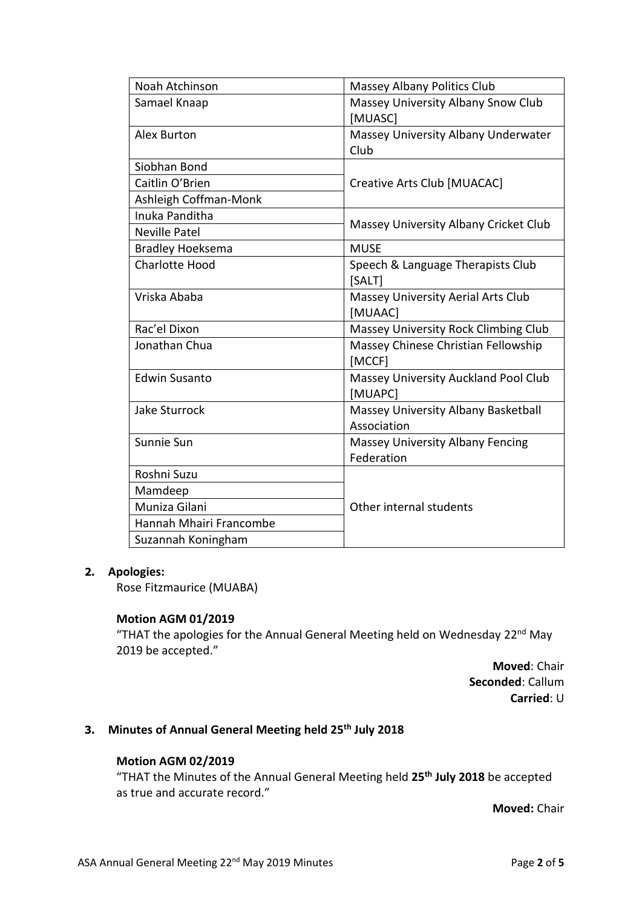| | |
|---|---|
| Noah Atchinson | Massey Albany Politics Club |
| Samael Knaap | Massey University Albany Snow Club [MUASC] |
| Alex Burton | Massey University Albany Underwater Club |
| Siobhan Bond | Creative Arts Club [MUACAC] |
| Caitlin O'Brien | |
| Ashleigh Coffman-Monk | |
| Inuka Panditha | Massey University Albany Cricket Club |
| Neville Patel | |
| Bradley Hoeksema | MUSE |
| Charlotte Hood | Speech & Language Therapists Club [SALT] |
| Vriska Ababa | Massey University Aerial Arts Club [MUAAC] |
| Rac'el Dixon | Massey University Rock Climbing Club |
| Jonathan Chua | Massey Chinese Christian Fellowship [MCCF] |
| Edwin Susanto | Massey University Auckland Pool Club [MUAPC] |
| Jake Sturrock | Massey University Albany Basketball Association |
| Sunnie Sun | Massey University Albany Fencing Federation |
| Roshni Suzu | Other internal students |
| Mamdeep | |
| Muniza Gilani | |
| Hannah Mhairi Francombe | |
| Suzannah Koningham | |

**2. Apologies:**

Rose Fitzmaurice (MUABA)

**Motion AGM 01/2019**

"THAT the apologies for the Annual General Meeting held on Wednesday 22nd May 2019 be accepted."

**Moved**: Chair
**Seconded**: Callum
**Carried**: U

**3. Minutes of Annual General Meeting held 25th July 2018**

**Motion AGM 02/2019**

"THAT the Minutes of the Annual General Meeting held **25th July 2018** be accepted as true and accurate record."

**Moved:** Chair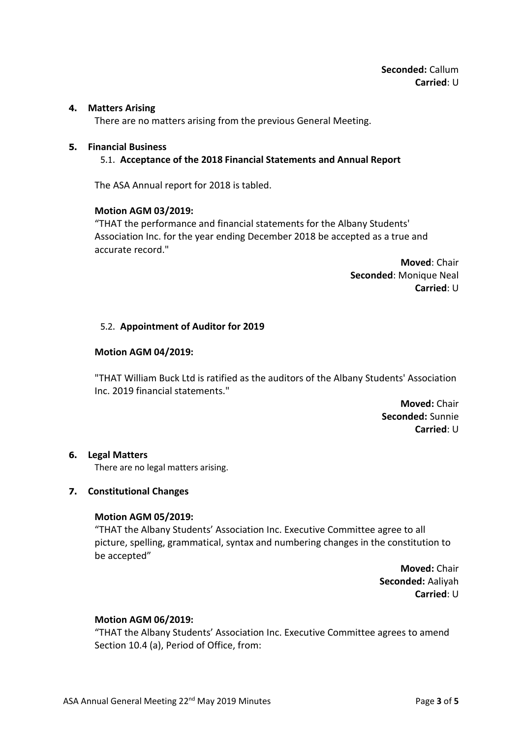**Seconded:** Callum
**Carried**: U

## 4. Matters Arising

There are no matters arising from the previous General Meeting.

## 5. Financial Business

### 5.1. Acceptance of the 2018 Financial Statements and Annual Report

The ASA Annual report for 2018 is tabled.

**Motion AGM 03/2019:**

"THAT the performance and financial statements for the Albany Students' Association Inc. for the year ending December 2018 be accepted as a true and accurate record."

**Moved**: Chair
**Seconded**: Monique Neal
**Carried**: U

### 5.2. Appointment of Auditor for 2019

**Motion AGM 04/2019:**

"THAT William Buck Ltd is ratified as the auditors of the Albany Students' Association Inc. 2019 financial statements."

**Moved:** Chair
**Seconded:** Sunnie
**Carried**: U

## 6. Legal Matters

There are no legal matters arising.

## 7. Constitutional Changes

**Motion AGM 05/2019:**

"THAT the Albany Students' Association Inc. Executive Committee agree to all picture, spelling, grammatical, syntax and numbering changes in the constitution to be accepted"

**Moved:** Chair
**Seconded:** Aaliyah
**Carried**: U

**Motion AGM 06/2019:**

"THAT the Albany Students' Association Inc. Executive Committee agrees to amend Section 10.4 (a), Period of Office, from: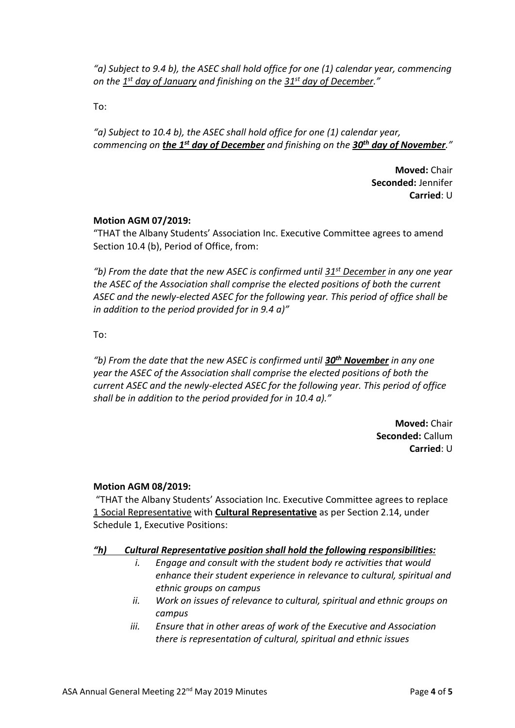*"a) Subject to 9.4 b), the ASEC shall hold office for one (1) calendar year, commencing on the 1st day of January and finishing on the 31st day of December."*

To:

*"a) Subject to 10.4 b), the ASEC shall hold office for one (1) calendar year, commencing on **the 1st day of December** and finishing on the **30th day of November**."*

**Moved:** Chair
**Seconded:** Jennifer
**Carried**: U

**Motion AGM 07/2019:**

"THAT the Albany Students' Association Inc. Executive Committee agrees to amend Section 10.4 (b), Period of Office, from:

*"b) From the date that the new ASEC is confirmed until 31st December in any one year the ASEC of the Association shall comprise the elected positions of both the current ASEC and the newly-elected ASEC for the following year. This period of office shall be in addition to the period provided for in 9.4 a)"*

To:

*"b) From the date that the new ASEC is confirmed until **30th November** in any one year the ASEC of the Association shall comprise the elected positions of both the current ASEC and the newly-elected ASEC for the following year. This period of office shall be in addition to the period provided for in 10.4 a)."*

**Moved:** Chair
**Seconded:** Callum
**Carried**: U

**Motion AGM 08/2019:**

"THAT the Albany Students' Association Inc. Executive Committee agrees to replace 1 Social Representative with **Cultural Representative** as per Section 2.14, under Schedule 1, Executive Positions:

***"h) Cultural Representative position shall hold the following responsibilities:***

- *i. Engage and consult with the student body re activities that would enhance their student experience in relevance to cultural, spiritual and ethnic groups on campus*
- *ii. Work on issues of relevance to cultural, spiritual and ethnic groups on campus*
- *iii. Ensure that in other areas of work of the Executive and Association there is representation of cultural, spiritual and ethnic issues*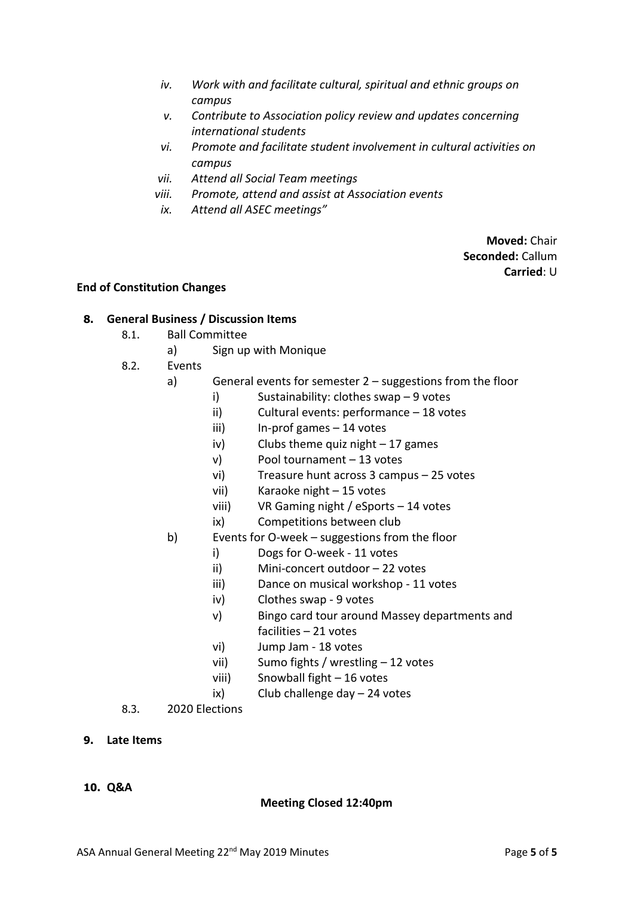> *iv. Work with and facilitate cultural, spiritual and ethnic groups on campus*
> *v. Contribute to Association policy review and updates concerning international students*
> *vi. Promote and facilitate student involvement in cultural activities on campus*
> *vii. Attend all Social Team meetings*
> *viii. Promote, attend and assist at Association events*
> *ix. Attend all ASEC meetings"*

**Moved:** Chair
**Seconded:** Callum
**Carried**: U

**End of Constitution Changes**

**8. General Business / Discussion Items**

8.1. Ball Committee
- a) Sign up with Monique

8.2. Events
- a) General events for semester 2 – suggestions from the floor
  - i) Sustainability: clothes swap – 9 votes
  - ii) Cultural events: performance – 18 votes
  - iii) In-prof games – 14 votes
  - iv) Clubs theme quiz night – 17 games
  - v) Pool tournament – 13 votes
  - vi) Treasure hunt across 3 campus – 25 votes
  - vii) Karaoke night – 15 votes
  - viii) VR Gaming night / eSports – 14 votes
  - ix) Competitions between club
- b) Events for O-week – suggestions from the floor
  - i) Dogs for O-week - 11 votes
  - ii) Mini-concert outdoor – 22 votes
  - iii) Dance on musical workshop - 11 votes
  - iv) Clothes swap - 9 votes
  - v) Bingo card tour around Massey departments and facilities – 21 votes
  - vi) Jump Jam - 18 votes
  - vii) Sumo fights / wrestling – 12 votes
  - viii) Snowball fight – 16 votes
  - ix) Club challenge day – 24 votes

8.3. 2020 Elections

**9. Late Items**

**10. Q&A**

**Meeting Closed 12:40pm**